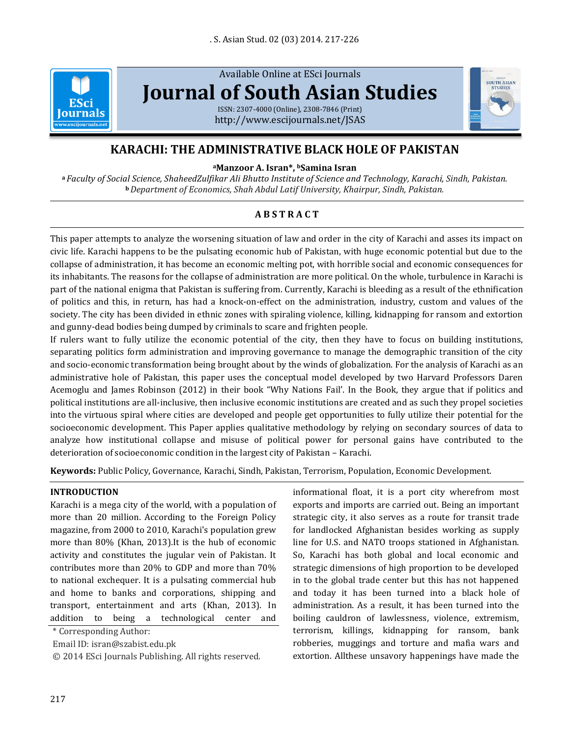Available Online at ESci Journals

# Journal of South Asian Studies

ISSN: 2307-4000 (Online), 2308-7846 (Print)
http://www.escijournals.net/JSAS

## KARACHI: THE ADMINISTRATIVE BLACK HOLE OF PAKISTAN

[a]**Manzoor A. Isran***, [b]**Samina Isran**

[a] *Faculty of Social Science, ShaheedZulfikar Ali Bhutto Institute of Science and Technology, Karachi, Sindh, Pakistan.*
[b] *Department of Economics, Shah Abdul Latif University, Khairpur, Sindh, Pakistan.*

### ABSTRACT

This paper attempts to analyze the worsening situation of law and order in the city of Karachi and asses its impact on civic life. Karachi happens to be the pulsating economic hub of Pakistan, with huge economic potential but due to the collapse of administration, it has become an economic melting pot, with horrible social and economic consequences for its inhabitants. The reasons for the collapse of administration are more political. On the whole, turbulence in Karachi is part of the national enigma that Pakistan is suffering from. Currently, Karachi is bleeding as a result of the ethnification of politics and this, in return, has had a knock-on-effect on the administration, industry, custom and values of the society. The city has been divided in ethnic zones with spiraling violence, killing, kidnapping for ransom and extortion and gunny-dead bodies being dumped by criminals to scare and frighten people.

If rulers want to fully utilize the economic potential of the city, then they have to focus on building institutions, separating politics form administration and improving governance to manage the demographic transition of the city and socio-economic transformation being brought about by the winds of globalization. For the analysis of Karachi as an administrative hole of Pakistan, this paper uses the conceptual model developed by two Harvard Professors Daren Acemoglu and James Robinson (2012) in their book "Why Nations Fail'. In the Book, they argue that if politics and political institutions are all-inclusive, then inclusive economic institutions are created and as such they propel societies into the virtuous spiral where cities are developed and people get opportunities to fully utilize their potential for the socioeconomic development. This Paper applies qualitative methodology by relying on secondary sources of data to analyze how institutional collapse and misuse of political power for personal gains have contributed to the deterioration of socioeconomic condition in the largest city of Pakistan – Karachi.

**Keywords:** Public Policy, Governance, Karachi, Sindh, Pakistan, Terrorism, Population, Economic Development.

### INTRODUCTION

Karachi is a mega city of the world, with a population of more than 20 million. According to the Foreign Policy magazine, from 2000 to 2010, Karachi's population grew more than 80% (Khan, 2013).It is the hub of economic activity and constitutes the jugular vein of Pakistan. It contributes more than 20% to GDP and more than 70% to national exchequer. It is a pulsating commercial hub and home to banks and corporations, shipping and transport, entertainment and arts (Khan, 2013). In addition to being a technological center and informational float, it is a port city wherefrom most exports and imports are carried out. Being an important strategic city, it also serves as a route for transit trade for landlocked Afghanistan besides working as supply line for U.S. and NATO troops stationed in Afghanistan. So, Karachi has both global and local economic and strategic dimensions of high proportion to be developed in to the global trade center but this has not happened and today it has been turned into a black hole of administration. As a result, it has been turned into the boiling cauldron of lawlessness, violence, extremism, terrorism, killings, kidnapping for ransom, bank robberies, muggings and torture and mafia wars and extortion. Allthese unsavory happenings have made the

\* Corresponding Author:

Email ID: isran@szabist.edu.pk

© 2014 ESci Journals Publishing. All rights reserved.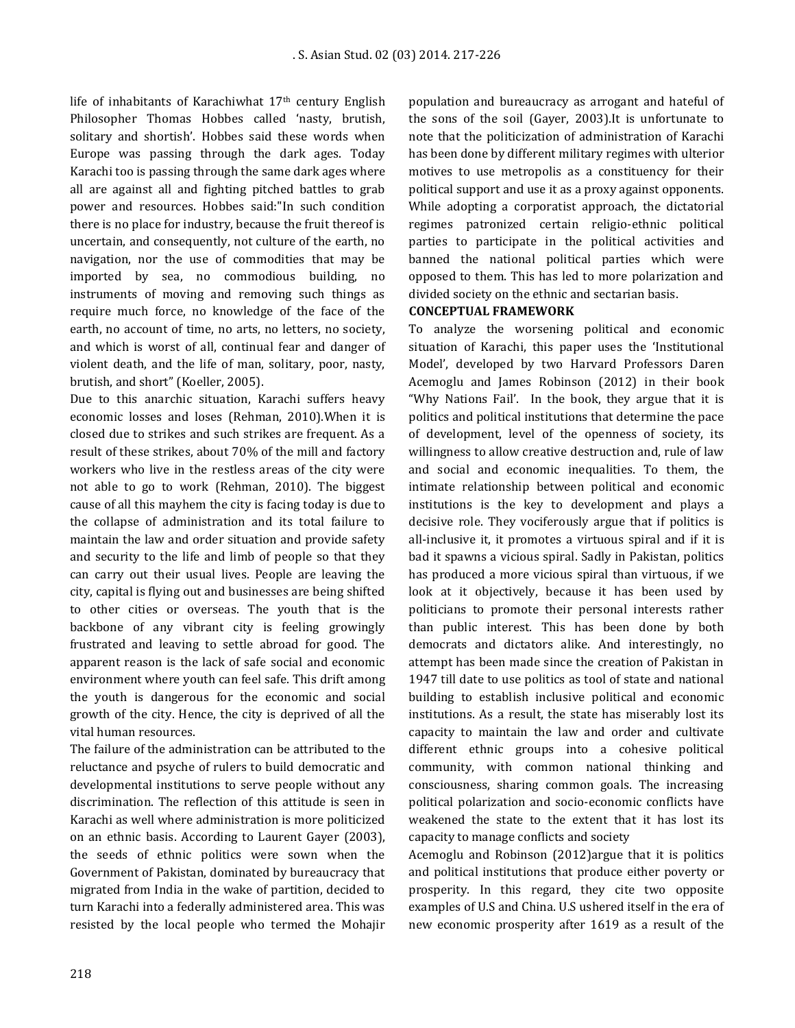life of inhabitants of Karachiwhat 17th century English Philosopher Thomas Hobbes called 'nasty, brutish, solitary and shortish'. Hobbes said these words when Europe was passing through the dark ages. Today Karachi too is passing through the same dark ages where all are against all and fighting pitched battles to grab power and resources. Hobbes said:"In such condition there is no place for industry, because the fruit thereof is uncertain, and consequently, not culture of the earth, no navigation, nor the use of commodities that may be imported by sea, no commodious building, no instruments of moving and removing such things as require much force, no knowledge of the face of the earth, no account of time, no arts, no letters, no society, and which is worst of all, continual fear and danger of violent death, and the life of man, solitary, poor, nasty, brutish, and short" (Koeller, 2005).

Due to this anarchic situation, Karachi suffers heavy economic losses and loses (Rehman, 2010).When it is closed due to strikes and such strikes are frequent. As a result of these strikes, about 70% of the mill and factory workers who live in the restless areas of the city were not able to go to work (Rehman, 2010). The biggest cause of all this mayhem the city is facing today is due to the collapse of administration and its total failure to maintain the law and order situation and provide safety and security to the life and limb of people so that they can carry out their usual lives. People are leaving the city, capital is flying out and businesses are being shifted to other cities or overseas. The youth that is the backbone of any vibrant city is feeling growingly frustrated and leaving to settle abroad for good. The apparent reason is the lack of safe social and economic environment where youth can feel safe. This drift among the youth is dangerous for the economic and social growth of the city. Hence, the city is deprived of all the vital human resources.

The failure of the administration can be attributed to the reluctance and psyche of rulers to build democratic and developmental institutions to serve people without any discrimination. The reflection of this attitude is seen in Karachi as well where administration is more politicized on an ethnic basis. According to Laurent Gayer (2003), the seeds of ethnic politics were sown when the Government of Pakistan, dominated by bureaucracy that migrated from India in the wake of partition, decided to turn Karachi into a federally administered area. This was resisted by the local people who termed the Mohajir population and bureaucracy as arrogant and hateful of the sons of the soil (Gayer, 2003).It is unfortunate to note that the politicization of administration of Karachi has been done by different military regimes with ulterior motives to use metropolis as a constituency for their political support and use it as a proxy against opponents. While adopting a corporatist approach, the dictatorial regimes patronized certain religio-ethnic political parties to participate in the political activities and banned the national political parties which were opposed to them. This has led to more polarization and divided society on the ethnic and sectarian basis.

## CONCEPTUAL FRAMEWORK

To analyze the worsening political and economic situation of Karachi, this paper uses the 'Institutional Model', developed by two Harvard Professors Daren Acemoglu and James Robinson (2012) in their book "Why Nations Fail'. In the book, they argue that it is politics and political institutions that determine the pace of development, level of the openness of society, its willingness to allow creative destruction and, rule of law and social and economic inequalities. To them, the intimate relationship between political and economic institutions is the key to development and plays a decisive role. They vociferously argue that if politics is all-inclusive it, it promotes a virtuous spiral and if it is bad it spawns a vicious spiral. Sadly in Pakistan, politics has produced a more vicious spiral than virtuous, if we look at it objectively, because it has been used by politicians to promote their personal interests rather than public interest. This has been done by both democrats and dictators alike. And interestingly, no attempt has been made since the creation of Pakistan in 1947 till date to use politics as tool of state and national building to establish inclusive political and economic institutions. As a result, the state has miserably lost its capacity to maintain the law and order and cultivate different ethnic groups into a cohesive political community, with common national thinking and consciousness, sharing common goals. The increasing political polarization and socio-economic conflicts have weakened the state to the extent that it has lost its capacity to manage conflicts and society

Acemoglu and Robinson (2012)argue that it is politics and political institutions that produce either poverty or prosperity. In this regard, they cite two opposite examples of U.S and China. U.S ushered itself in the era of new economic prosperity after 1619 as a result of the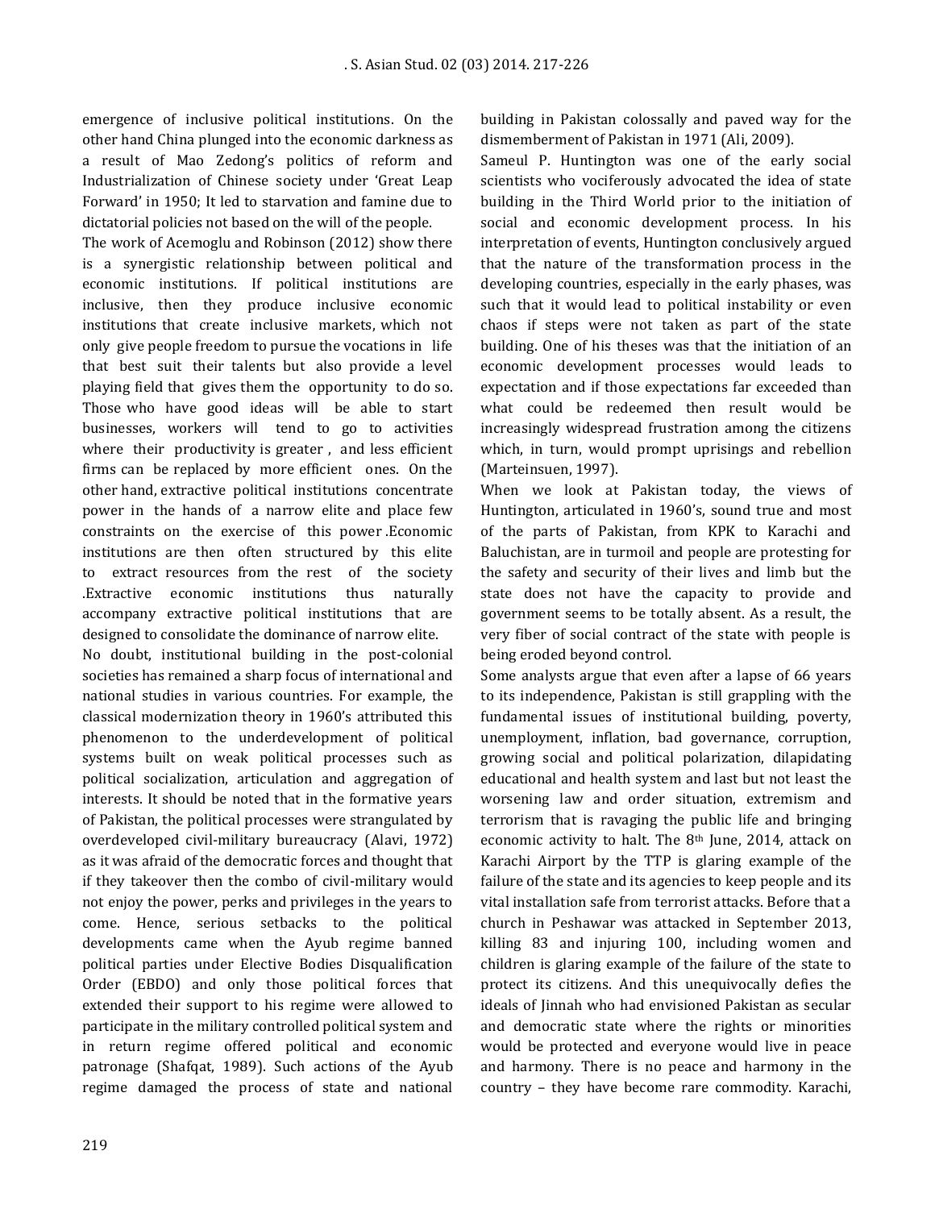emergence of inclusive political institutions. On the other hand China plunged into the economic darkness as a result of Mao Zedong's politics of reform and Industrialization of Chinese society under 'Great Leap Forward' in 1950; It led to starvation and famine due to dictatorial policies not based on the will of the people.

The work of Acemoglu and Robinson (2012) show there is a synergistic relationship between political and economic institutions. If political institutions are inclusive, then they produce inclusive economic institutions that create inclusive markets, which not only give people freedom to pursue the vocations in life that best suit their talents but also provide a level playing field that gives them the opportunity to do so. Those who have good ideas will be able to start businesses, workers will tend to go to activities where their productivity is greater , and less efficient firms can be replaced by more efficient ones. On the other hand, extractive political institutions concentrate power in the hands of a narrow elite and place few constraints on the exercise of this power .Economic institutions are then often structured by this elite to extract resources from the rest of the society .Extractive economic institutions thus naturally accompany extractive political institutions that are designed to consolidate the dominance of narrow elite.

No doubt, institutional building in the post-colonial societies has remained a sharp focus of international and national studies in various countries. For example, the classical modernization theory in 1960's attributed this phenomenon to the underdevelopment of political systems built on weak political processes such as political socialization, articulation and aggregation of interests. It should be noted that in the formative years of Pakistan, the political processes were strangulated by overdeveloped civil-military bureaucracy (Alavi, 1972) as it was afraid of the democratic forces and thought that if they takeover then the combo of civil-military would not enjoy the power, perks and privileges in the years to come. Hence, serious setbacks to the political developments came when the Ayub regime banned political parties under Elective Bodies Disqualification Order (EBDO) and only those political forces that extended their support to his regime were allowed to participate in the military controlled political system and in return regime offered political and economic patronage (Shafqat, 1989). Such actions of the Ayub regime damaged the process of state and national building in Pakistan colossally and paved way for the dismemberment of Pakistan in 1971 (Ali, 2009).

Sameul P. Huntington was one of the early social scientists who vociferously advocated the idea of state building in the Third World prior to the initiation of social and economic development process. In his interpretation of events, Huntington conclusively argued that the nature of the transformation process in the developing countries, especially in the early phases, was such that it would lead to political instability or even chaos if steps were not taken as part of the state building. One of his theses was that the initiation of an economic development processes would leads to expectation and if those expectations far exceeded than what could be redeemed then result would be increasingly widespread frustration among the citizens which, in turn, would prompt uprisings and rebellion (Marteinsuen, 1997).

When we look at Pakistan today, the views of Huntington, articulated in 1960's, sound true and most of the parts of Pakistan, from KPK to Karachi and Baluchistan, are in turmoil and people are protesting for the safety and security of their lives and limb but the state does not have the capacity to provide and government seems to be totally absent. As a result, the very fiber of social contract of the state with people is being eroded beyond control.

Some analysts argue that even after a lapse of 66 years to its independence, Pakistan is still grappling with the fundamental issues of institutional building, poverty, unemployment, inflation, bad governance, corruption, growing social and political polarization, dilapidating educational and health system and last but not least the worsening law and order situation, extremism and terrorism that is ravaging the public life and bringing economic activity to halt. The 8th June, 2014, attack on Karachi Airport by the TTP is glaring example of the failure of the state and its agencies to keep people and its vital installation safe from terrorist attacks. Before that a church in Peshawar was attacked in September 2013, killing 83 and injuring 100, including women and children is glaring example of the failure of the state to protect its citizens. And this unequivocally defies the ideals of Jinnah who had envisioned Pakistan as secular and democratic state where the rights or minorities would be protected and everyone would live in peace and harmony. There is no peace and harmony in the country – they have become rare commodity. Karachi,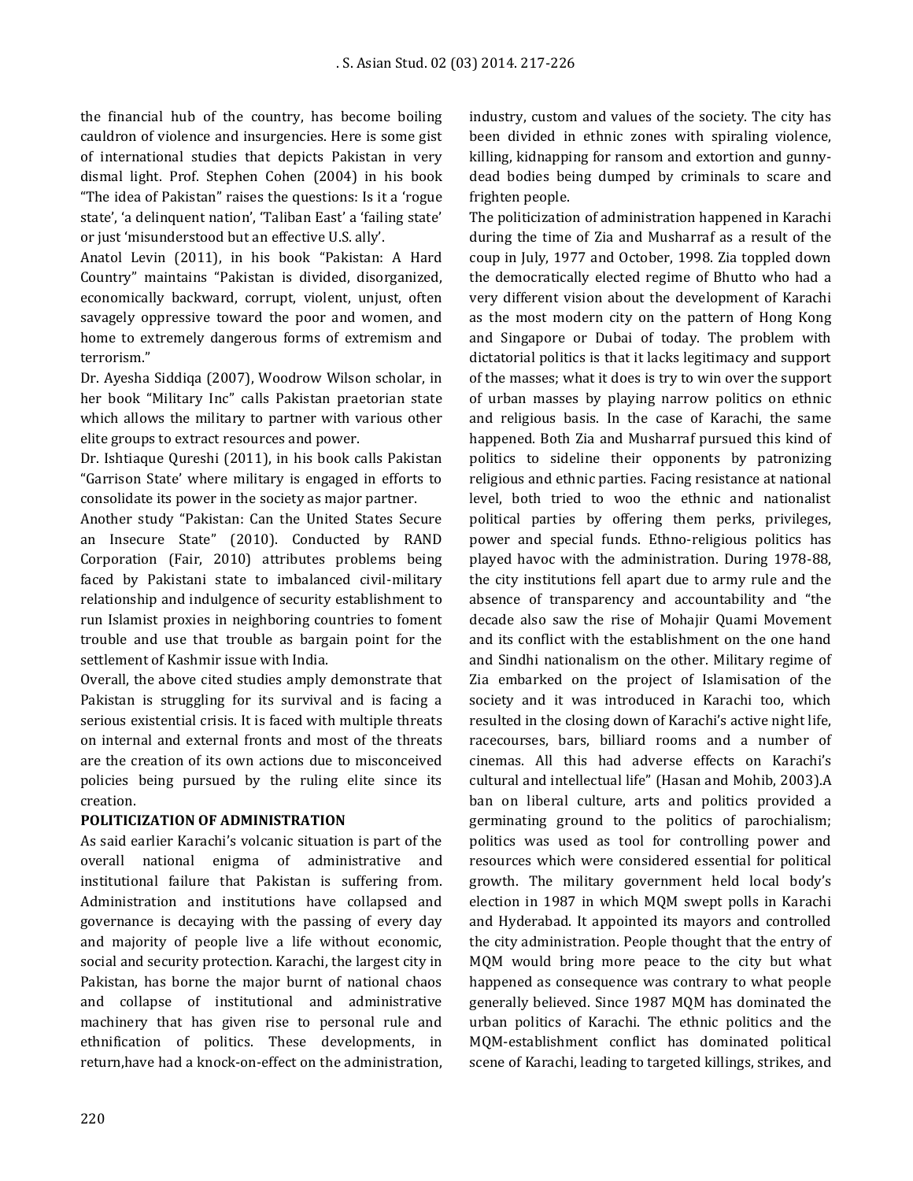the financial hub of the country, has become boiling cauldron of violence and insurgencies. Here is some gist of international studies that depicts Pakistan in very dismal light. Prof. Stephen Cohen (2004) in his book "The idea of Pakistan" raises the questions: Is it a 'rogue state', 'a delinquent nation', 'Taliban East' a 'failing state' or just 'misunderstood but an effective U.S. ally'.

Anatol Levin (2011), in his book "Pakistan: A Hard Country" maintains "Pakistan is divided, disorganized, economically backward, corrupt, violent, unjust, often savagely oppressive toward the poor and women, and home to extremely dangerous forms of extremism and terrorism."

Dr. Ayesha Siddiqa (2007), Woodrow Wilson scholar, in her book "Military Inc" calls Pakistan praetorian state which allows the military to partner with various other elite groups to extract resources and power.

Dr. Ishtiaque Qureshi (2011), in his book calls Pakistan "Garrison State' where military is engaged in efforts to consolidate its power in the society as major partner.

Another study "Pakistan: Can the United States Secure an Insecure State" (2010). Conducted by RAND Corporation (Fair, 2010) attributes problems being faced by Pakistani state to imbalanced civil-military relationship and indulgence of security establishment to run Islamist proxies in neighboring countries to foment trouble and use that trouble as bargain point for the settlement of Kashmir issue with India.

Overall, the above cited studies amply demonstrate that Pakistan is struggling for its survival and is facing a serious existential crisis. It is faced with multiple threats on internal and external fronts and most of the threats are the creation of its own actions due to misconceived policies being pursued by the ruling elite since its creation.

## POLITICIZATION OF ADMINISTRATION

As said earlier Karachi's volcanic situation is part of the overall national enigma of administrative and institutional failure that Pakistan is suffering from. Administration and institutions have collapsed and governance is decaying with the passing of every day and majority of people live a life without economic, social and security protection. Karachi, the largest city in Pakistan, has borne the major burnt of national chaos and collapse of institutional and administrative machinery that has given rise to personal rule and ethnification of politics. These developments, in return,have had a knock-on-effect on the administration, industry, custom and values of the society. The city has been divided in ethnic zones with spiraling violence, killing, kidnapping for ransom and extortion and gunny-dead bodies being dumped by criminals to scare and frighten people.

The politicization of administration happened in Karachi during the time of Zia and Musharraf as a result of the coup in July, 1977 and October, 1998. Zia toppled down the democratically elected regime of Bhutto who had a very different vision about the development of Karachi as the most modern city on the pattern of Hong Kong and Singapore or Dubai of today. The problem with dictatorial politics is that it lacks legitimacy and support of the masses; what it does is try to win over the support of urban masses by playing narrow politics on ethnic and religious basis. In the case of Karachi, the same happened. Both Zia and Musharraf pursued this kind of politics to sideline their opponents by patronizing religious and ethnic parties. Facing resistance at national level, both tried to woo the ethnic and nationalist political parties by offering them perks, privileges, power and special funds. Ethno-religious politics has played havoc with the administration. During 1978-88, the city institutions fell apart due to army rule and the absence of transparency and accountability and "the decade also saw the rise of Mohajir Quami Movement and its conflict with the establishment on the one hand and Sindhi nationalism on the other. Military regime of Zia embarked on the project of Islamisation of the society and it was introduced in Karachi too, which resulted in the closing down of Karachi's active night life, racecourses, bars, billiard rooms and a number of cinemas. All this had adverse effects on Karachi's cultural and intellectual life" (Hasan and Mohib, 2003).A ban on liberal culture, arts and politics provided a germinating ground to the politics of parochialism; politics was used as tool for controlling power and resources which were considered essential for political growth. The military government held local body's election in 1987 in which MQM swept polls in Karachi and Hyderabad. It appointed its mayors and controlled the city administration. People thought that the entry of MQM would bring more peace to the city but what happened as consequence was contrary to what people generally believed. Since 1987 MQM has dominated the urban politics of Karachi. The ethnic politics and the MQM-establishment conflict has dominated political scene of Karachi, leading to targeted killings, strikes, and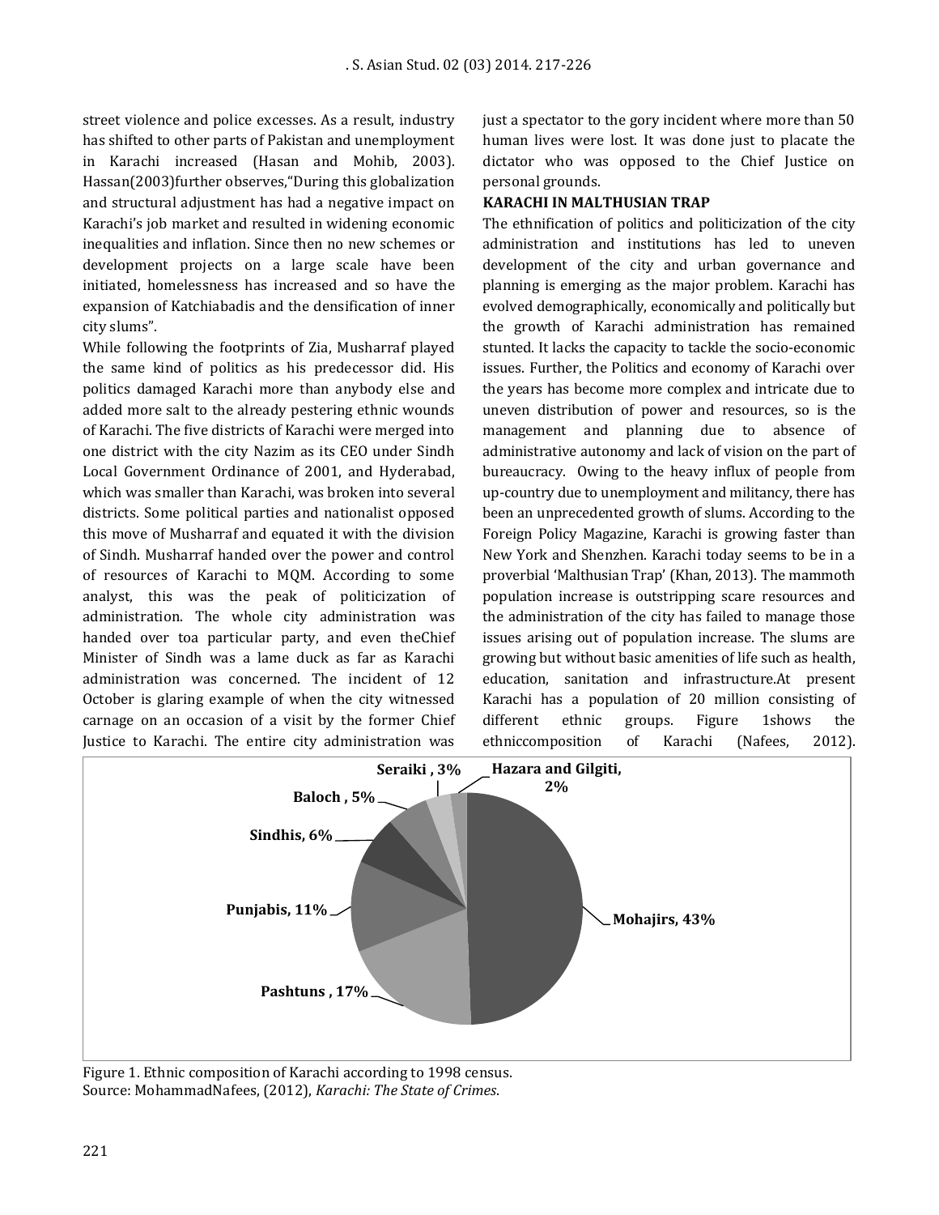street violence and police excesses. As a result, industry has shifted to other parts of Pakistan and unemployment in Karachi increased (Hasan and Mohib, 2003). Hassan(2003)further observes,"During this globalization and structural adjustment has had a negative impact on Karachi's job market and resulted in widening economic inequalities and inflation. Since then no new schemes or development projects on a large scale have been initiated, homelessness has increased and so have the expansion of Katchiabadis and the densification of inner city slums".

While following the footprints of Zia, Musharraf played the same kind of politics as his predecessor did. His politics damaged Karachi more than anybody else and added more salt to the already pestering ethnic wounds of Karachi. The five districts of Karachi were merged into one district with the city Nazim as its CEO under Sindh Local Government Ordinance of 2001, and Hyderabad, which was smaller than Karachi, was broken into several districts. Some political parties and nationalist opposed this move of Musharraf and equated it with the division of Sindh. Musharraf handed over the power and control of resources of Karachi to MQM. According to some analyst, this was the peak of politicization of administration. The whole city administration was handed over toa particular party, and even theChief Minister of Sindh was a lame duck as far as Karachi administration was concerned. The incident of 12 October is glaring example of when the city witnessed carnage on an occasion of a visit by the former Chief Justice to Karachi. The entire city administration was just a spectator to the gory incident where more than 50 human lives were lost. It was done just to placate the dictator who was opposed to the Chief Justice on personal grounds.

**KARACHI IN MALTHUSIAN TRAP**

The ethnification of politics and politicization of the city administration and institutions has led to uneven development of the city and urban governance and planning is emerging as the major problem. Karachi has evolved demographically, economically and politically but the growth of Karachi administration has remained stunted. It lacks the capacity to tackle the socio-economic issues. Further, the Politics and economy of Karachi over the years has become more complex and intricate due to uneven distribution of power and resources, so is the management and planning due to absence of administrative autonomy and lack of vision on the part of bureaucracy. Owing to the heavy influx of people from up-country due to unemployment and militancy, there has been an unprecedented growth of slums. According to the Foreign Policy Magazine, Karachi is growing faster than New York and Shenzhen. Karachi today seems to be in a proverbial 'Malthusian Trap' (Khan, 2013). The mammoth population increase is outstripping scare resources and the administration of the city has failed to manage those issues arising out of population increase. The slums are growing but without basic amenities of life such as health, education, sanitation and infrastructure.At present Karachi has a population of 20 million consisting of different ethnic groups. Figure 1shows the ethniccomposition of Karachi (Nafees, 2012).

| Ethnic group | Share |
|---|---|
| Mohajirs | 43% |
| Pashtuns | 17% |
| Punjabis | 11% |
| Sindhis | 6% |
| Baloch | 5% |
| Seraiki | 3% |
| Hazara and Gilgiti | 2% |

Figure 1. Ethnic composition of Karachi according to 1998 census.
Source: MohammadNafees, (2012), *Karachi: The State of Crimes*.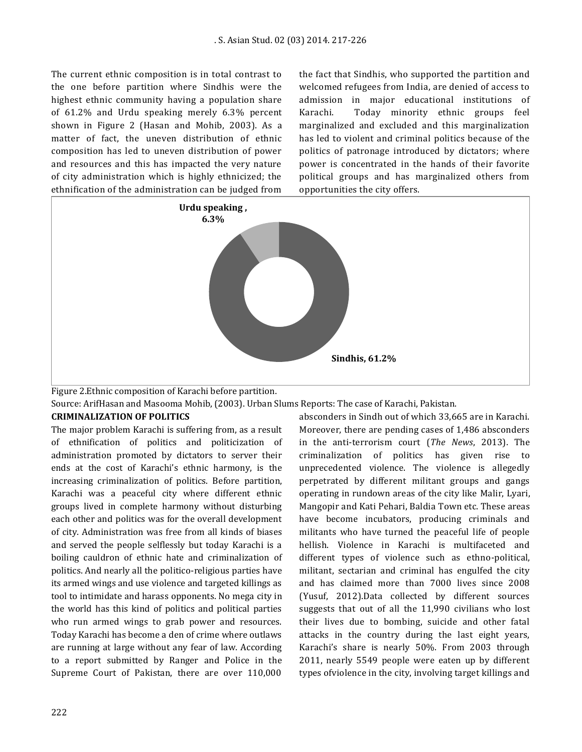The current ethnic composition is in total contrast to the one before partition where Sindhis were the highest ethnic community having a population share of 61.2% and Urdu speaking merely 6.3% percent shown in Figure 2 (Hasan and Mohib, 2003). As a matter of fact, the uneven distribution of ethnic composition has led to uneven distribution of power and resources and this has impacted the very nature of city administration which is highly ethnicized; the ethnification of the administration can be judged from the fact that Sindhis, who supported the partition and welcomed refugees from India, are denied of access to admission in major educational institutions of Karachi. Today minority ethnic groups feel marginalized and excluded and this marginalization has led to violent and criminal politics because of the politics of patronage introduced by dictators; where power is concentrated in the hands of their favorite political groups and has marginalized others from opportunities the city offers.

Urdu speaking , 6.3%

Sindhis, 61.2%

Figure 2.Ethnic composition of Karachi before partition.

Source: ArifHasan and Masooma Mohib, (2003). Urban Slums Reports: The case of Karachi, Pakistan.

## CRIMINALIZATION OF POLITICS

The major problem Karachi is suffering from, as a result of ethnification of politics and politicization of administration promoted by dictators to server their ends at the cost of Karachi's ethnic harmony, is the increasing criminalization of politics. Before partition, Karachi was a peaceful city where different ethnic groups lived in complete harmony without disturbing each other and politics was for the overall development of city. Administration was free from all kinds of biases and served the people selflessly but today Karachi is a boiling cauldron of ethnic hate and criminalization of politics. And nearly all the politico-religious parties have its armed wings and use violence and targeted killings as tool to intimidate and harass opponents. No mega city in the world has this kind of politics and political parties who run armed wings to grab power and resources. Today Karachi has become a den of crime where outlaws are running at large without any fear of law. According to a report submitted by Ranger and Police in the Supreme Court of Pakistan, there are over 110,000 absconders in Sindh out of which 33,665 are in Karachi. Moreover, there are pending cases of 1,486 absconders in the anti-terrorism court (*The News*, 2013). The criminalization of politics has given rise to unprecedented violence. The violence is allegedly perpetrated by different militant groups and gangs operating in rundown areas of the city like Malir, Lyari, Mangopir and Kati Pehari, Baldia Town etc. These areas have become incubators, producing criminals and militants who have turned the peaceful life of people hellish. Violence in Karachi is multifaceted and different types of violence such as ethno-political, militant, sectarian and criminal has engulfed the city and has claimed more than 7000 lives since 2008 (Yusuf, 2012).Data collected by different sources suggests that out of all the 11,990 civilians who lost their lives due to bombing, suicide and other fatal attacks in the country during the last eight years, Karachi's share is nearly 50%. From 2003 through 2011, nearly 5549 people were eaten up by different types ofviolence in the city, involving target killings and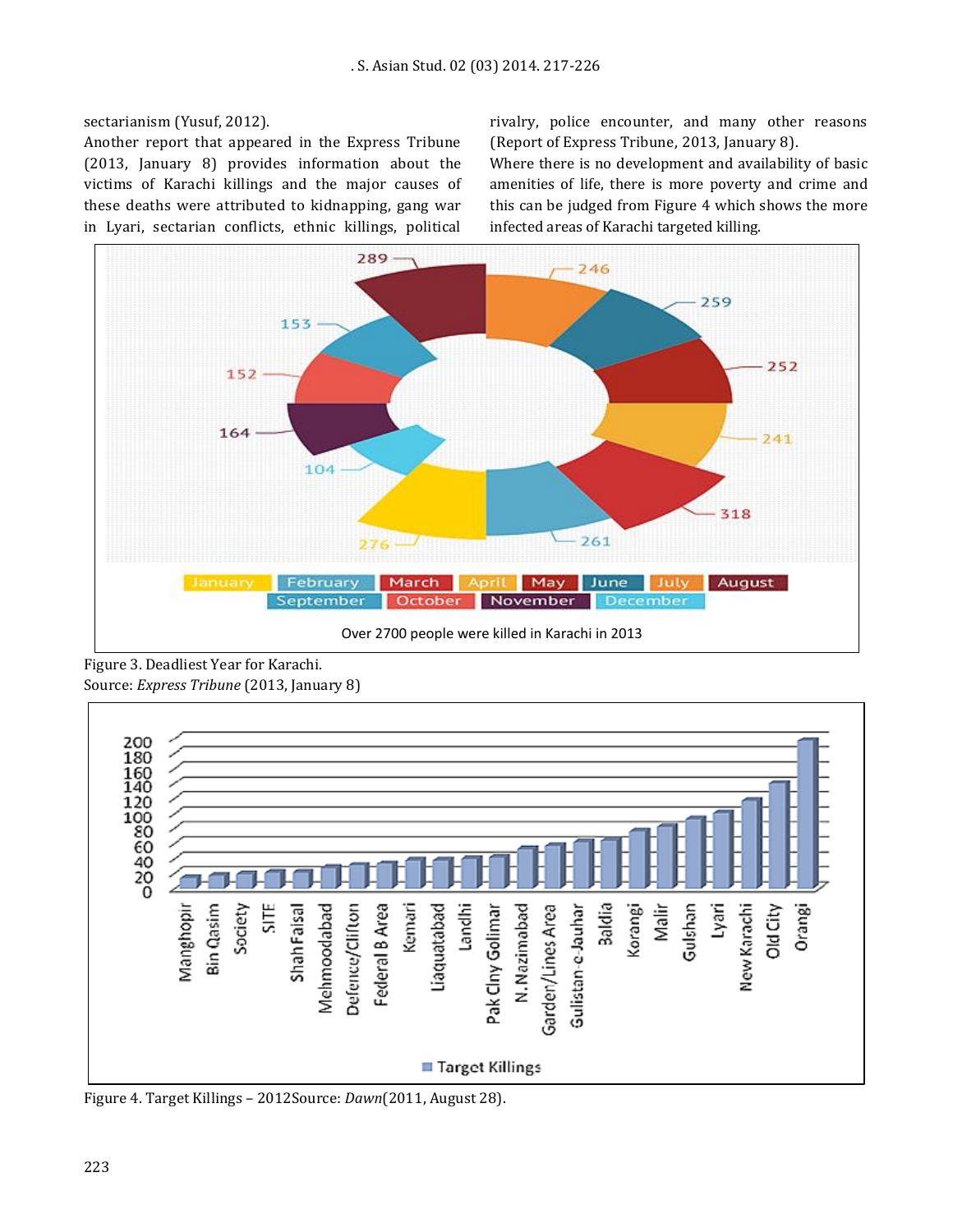sectarianism (Yusuf, 2012).

Another report that appeared in the Express Tribune (2013, January 8) provides information about the victims of Karachi killings and the major causes of these deaths were attributed to kidnapping, gang war in Lyari, sectarian conflicts, ethnic killings, political rivalry, police encounter, and many other reasons (Report of Express Tribune, 2013, January 8).

Where there is no development and availability of basic amenities of life, there is more poverty and crime and this can be judged from Figure 4 which shows the more infected areas of Karachi targeted killing.

Figure 3. Deadliest Year for Karachi.
Source: *Express Tribune* (2013, January 8)

Figure 4. Target Killings – 2012Source: *Dawn*(2011, August 28).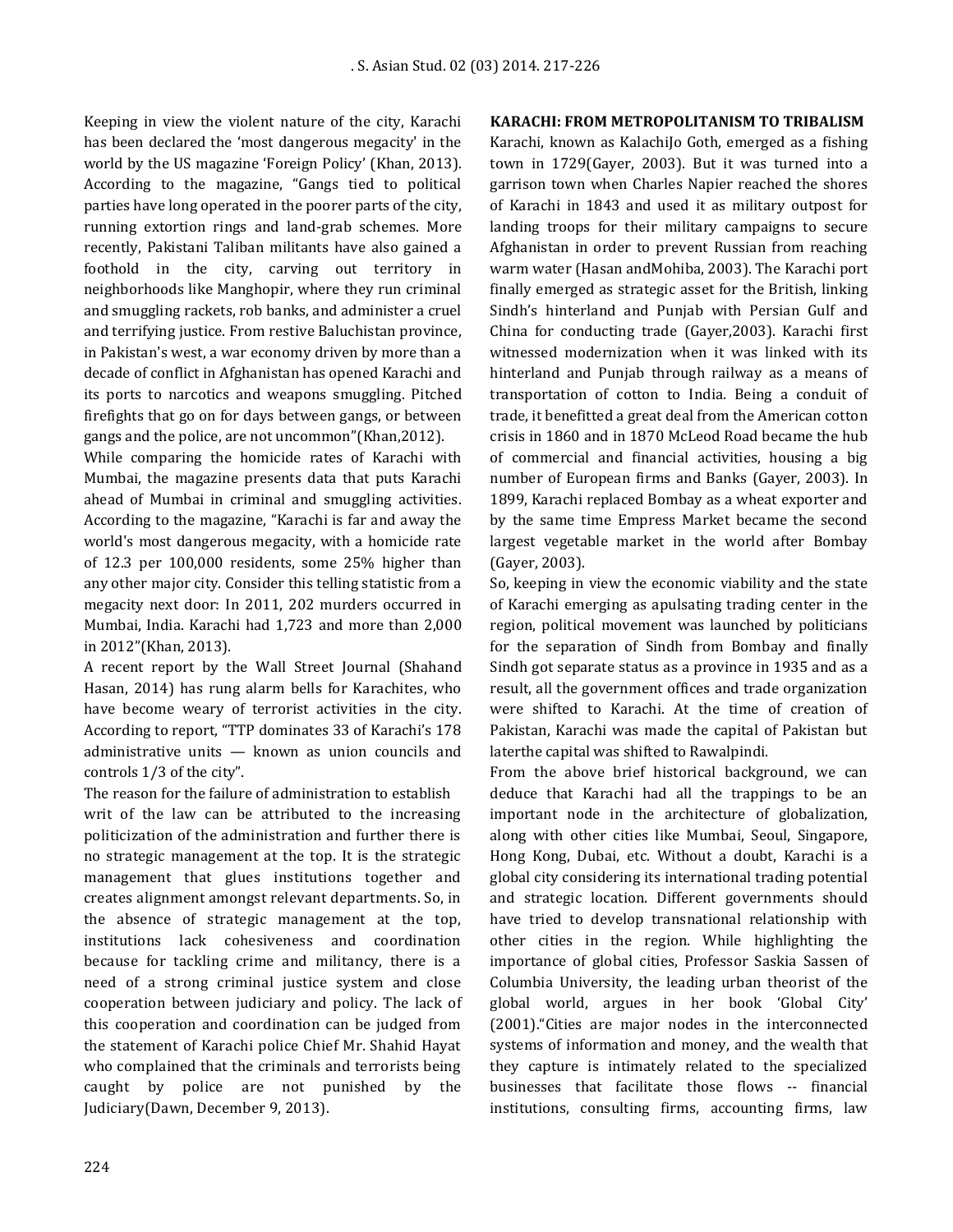Keeping in view the violent nature of the city, Karachi has been declared the 'most dangerous megacity' in the world by the US magazine 'Foreign Policy' (Khan, 2013). According to the magazine, "Gangs tied to political parties have long operated in the poorer parts of the city, running extortion rings and land-grab schemes. More recently, Pakistani Taliban militants have also gained a foothold in the city, carving out territory in neighborhoods like Manghopir, where they run criminal and smuggling rackets, rob banks, and administer a cruel and terrifying justice. From restive Baluchistan province, in Pakistan's west, a war economy driven by more than a decade of conflict in Afghanistan has opened Karachi and its ports to narcotics and weapons smuggling. Pitched firefights that go on for days between gangs, or between gangs and the police, are not uncommon"(Khan,2012).

While comparing the homicide rates of Karachi with Mumbai, the magazine presents data that puts Karachi ahead of Mumbai in criminal and smuggling activities. According to the magazine, "Karachi is far and away the world's most dangerous megacity, with a homicide rate of 12.3 per 100,000 residents, some 25% higher than any other major city. Consider this telling statistic from a megacity next door: In 2011, 202 murders occurred in Mumbai, India. Karachi had 1,723 and more than 2,000 in 2012"(Khan, 2013).

A recent report by the Wall Street Journal (Shahand Hasan, 2014) has rung alarm bells for Karachites, who have become weary of terrorist activities in the city. According to report, "TTP dominates 33 of Karachi's 178 administrative units — known as union councils and controls 1/3 of the city".

The reason for the failure of administration to establish writ of the law can be attributed to the increasing politicization of the administration and further there is no strategic management at the top. It is the strategic management that glues institutions together and creates alignment amongst relevant departments. So, in the absence of strategic management at the top, institutions lack cohesiveness and coordination because for tackling crime and militancy, there is a need of a strong criminal justice system and close cooperation between judiciary and policy. The lack of this cooperation and coordination can be judged from the statement of Karachi police Chief Mr. Shahid Hayat who complained that the criminals and terrorists being caught by police are not punished by the Judiciary(Dawn, December 9, 2013).

**KARACHI: FROM METROPOLITANISM TO TRIBALISM**

Karachi, known as KalachiJo Goth, emerged as a fishing town in 1729(Gayer, 2003). But it was turned into a garrison town when Charles Napier reached the shores of Karachi in 1843 and used it as military outpost for landing troops for their military campaigns to secure Afghanistan in order to prevent Russian from reaching warm water (Hasan andMohiba, 2003). The Karachi port finally emerged as strategic asset for the British, linking Sindh's hinterland and Punjab with Persian Gulf and China for conducting trade (Gayer,2003). Karachi first witnessed modernization when it was linked with its hinterland and Punjab through railway as a means of transportation of cotton to India. Being a conduit of trade, it benefitted a great deal from the American cotton crisis in 1860 and in 1870 McLeod Road became the hub of commercial and financial activities, housing a big number of European firms and Banks (Gayer, 2003). In 1899, Karachi replaced Bombay as a wheat exporter and by the same time Empress Market became the second largest vegetable market in the world after Bombay (Gayer, 2003).

So, keeping in view the economic viability and the state of Karachi emerging as apulsating trading center in the region, political movement was launched by politicians for the separation of Sindh from Bombay and finally Sindh got separate status as a province in 1935 and as a result, all the government offices and trade organization were shifted to Karachi. At the time of creation of Pakistan, Karachi was made the capital of Pakistan but laterthe capital was shifted to Rawalpindi.

From the above brief historical background, we can deduce that Karachi had all the trappings to be an important node in the architecture of globalization, along with other cities like Mumbai, Seoul, Singapore, Hong Kong, Dubai, etc. Without a doubt, Karachi is a global city considering its international trading potential and strategic location. Different governments should have tried to develop transnational relationship with other cities in the region. While highlighting the importance of global cities, Professor Saskia Sassen of Columbia University, the leading urban theorist of the global world, argues in her book 'Global City' (2001)."Cities are major nodes in the interconnected systems of information and money, and the wealth that they capture is intimately related to the specialized businesses that facilitate those flows -- financial institutions, consulting firms, accounting firms, law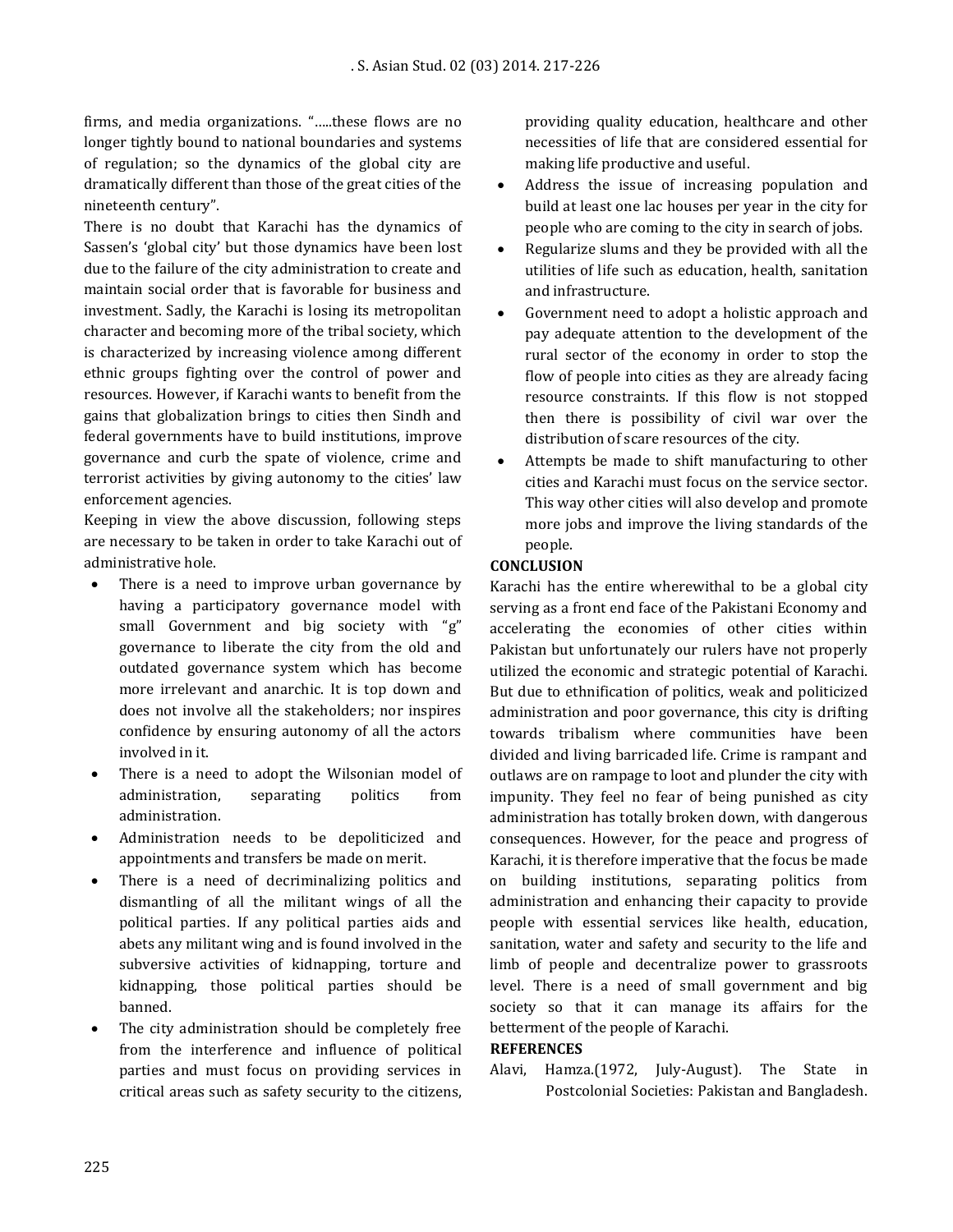firms, and media organizations. "…..these flows are no longer tightly bound to national boundaries and systems of regulation; so the dynamics of the global city are dramatically different than those of the great cities of the nineteenth century".

There is no doubt that Karachi has the dynamics of Sassen's 'global city' but those dynamics have been lost due to the failure of the city administration to create and maintain social order that is favorable for business and investment. Sadly, the Karachi is losing its metropolitan character and becoming more of the tribal society, which is characterized by increasing violence among different ethnic groups fighting over the control of power and resources. However, if Karachi wants to benefit from the gains that globalization brings to cities then Sindh and federal governments have to build institutions, improve governance and curb the spate of violence, crime and terrorist activities by giving autonomy to the cities' law enforcement agencies.

Keeping in view the above discussion, following steps are necessary to be taken in order to take Karachi out of administrative hole.

- There is a need to improve urban governance by having a participatory governance model with small Government and big society with "g" governance to liberate the city from the old and outdated governance system which has become more irrelevant and anarchic. It is top down and does not involve all the stakeholders; nor inspires confidence by ensuring autonomy of all the actors involved in it.
- There is a need to adopt the Wilsonian model of administration, separating politics from administration.
- Administration needs to be depoliticized and appointments and transfers be made on merit.
- There is a need of decriminalizing politics and dismantling of all the militant wings of all the political parties. If any political parties aids and abets any militant wing and is found involved in the subversive activities of kidnapping, torture and kidnapping, those political parties should be banned.
- The city administration should be completely free from the interference and influence of political parties and must focus on providing services in critical areas such as safety security to the citizens, providing quality education, healthcare and other necessities of life that are considered essential for making life productive and useful.
- Address the issue of increasing population and build at least one lac houses per year in the city for people who are coming to the city in search of jobs.
- Regularize slums and they be provided with all the utilities of life such as education, health, sanitation and infrastructure.
- Government need to adopt a holistic approach and pay adequate attention to the development of the rural sector of the economy in order to stop the flow of people into cities as they are already facing resource constraints. If this flow is not stopped then there is possibility of civil war over the distribution of scare resources of the city.
- Attempts be made to shift manufacturing to other cities and Karachi must focus on the service sector. This way other cities will also develop and promote more jobs and improve the living standards of the people.

## CONCLUSION

Karachi has the entire wherewithal to be a global city serving as a front end face of the Pakistani Economy and accelerating the economies of other cities within Pakistan but unfortunately our rulers have not properly utilized the economic and strategic potential of Karachi. But due to ethnification of politics, weak and politicized administration and poor governance, this city is drifting towards tribalism where communities have been divided and living barricaded life. Crime is rampant and outlaws are on rampage to loot and plunder the city with impunity. They feel no fear of being punished as city administration has totally broken down, with dangerous consequences. However, for the peace and progress of Karachi, it is therefore imperative that the focus be made on building institutions, separating politics from administration and enhancing their capacity to provide people with essential services like health, education, sanitation, water and safety and security to the life and limb of people and decentralize power to grassroots level. There is a need of small government and big society so that it can manage its affairs for the betterment of the people of Karachi.

## REFERENCES

Alavi, Hamza.(1972, July-August). The State in Postcolonial Societies: Pakistan and Bangladesh.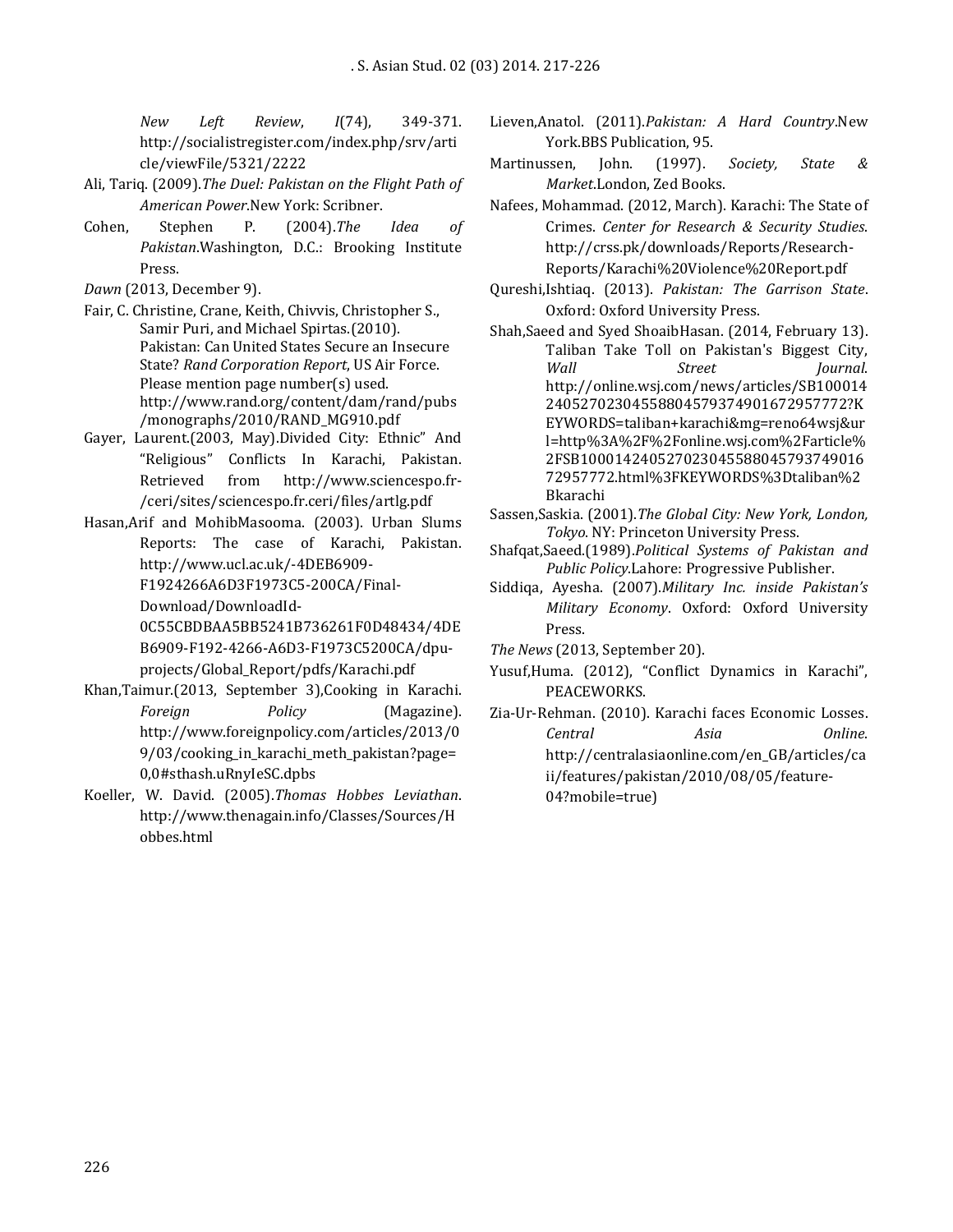*New Left Review*, *I*(74), 349-371. http://socialistregister.com/index.php/srv/article/viewFile/5321/2222

Ali, Tariq. (2009).*The Duel: Pakistan on the Flight Path of American Power*.New York: Scribner.

Cohen, Stephen P. (2004).*The Idea of Pakistan*.Washington, D.C.: Brooking Institute Press.

*Dawn* (2013, December 9).

Fair, C. Christine, Crane, Keith, Chivvis, Christopher S., Samir Puri, and Michael Spirtas.(2010). Pakistan: Can United States Secure an Insecure State? *Rand Corporation Report*, US Air Force. Please mention page number(s) used. http://www.rand.org/content/dam/rand/pubs/monographs/2010/RAND_MG910.pdf

Gayer, Laurent.(2003, May).Divided City: Ethnic" And "Religious" Conflicts In Karachi, Pakistan. Retrieved from http://www.sciencespo.fr-/ceri/sites/sciencespo.fr.ceri/files/artlg.pdf

Hasan,Arif and MohibMasooma. (2003). Urban Slums Reports: The case of Karachi, Pakistan. http://www.ucl.ac.uk/-4DEB6909-F1924266A6D3F1973C5-200CA/Final-Download/DownloadId-0C55CBDBAA5BB5241B736261F0D48434/4DEB6909-F192-4266-A6D3-F1973C5200CA/dpu-projects/Global_Report/pdfs/Karachi.pdf

Khan,Taimur.(2013, September 3),Cooking in Karachi. *Foreign Policy* (Magazine). http://www.foreignpolicy.com/articles/2013/09/03/cooking_in_karachi_meth_pakistan?page=0,0#sthash.uRnyIeSC.dpbs

Koeller, W. David. (2005).*Thomas Hobbes Leviathan*. http://www.thenagain.info/Classes/Sources/Hobbes.html

Lieven,Anatol. (2011).*Pakistan: A Hard Country*.New York.BBS Publication, 95.

Martinussen, John. (1997). *Society, State & Market*.London, Zed Books.

Nafees, Mohammad. (2012, March). Karachi: The State of Crimes. *Center for Research & Security Studies*. http://crss.pk/downloads/Reports/Research-Reports/Karachi%20Violence%20Report.pdf

Qureshi,Ishtiaq. (2013). *Pakistan: The Garrison State*. Oxford: Oxford University Press.

Shah,Saeed and Syed ShoaibHasan. (2014, February 13). Taliban Take Toll on Pakistan's Biggest City, *Wall Street Journal*. http://online.wsj.com/news/articles/SB10001424052702304558804579374901672957772?KEYWORDS=taliban+karachi&mg=reno64wsj&url=http%3A%2F%2Fonline.wsj.com%2Farticle%2FSB10001424052702304558804579374901672957772.html%3FKEYWORDS%3Dtaliban%2Bkarachi

Sassen,Saskia. (2001).*The Global City: New York, London, Tokyo*. NY: Princeton University Press.

Shafqat,Saeed.(1989).*Political Systems of Pakistan and Public Policy*.Lahore: Progressive Publisher.

Siddiqa, Ayesha. (2007).*Military Inc. inside Pakistan's Military Economy*. Oxford: Oxford University Press.

*The News* (2013, September 20).

Yusuf,Huma. (2012), "Conflict Dynamics in Karachi", PEACEWORKS.

Zia-Ur-Rehman. (2010). Karachi faces Economic Losses. *Central Asia Online*. http://centralasiaonline.com/en_GB/articles/caii/features/pakistan/2010/08/05/feature-04?mobile=true)